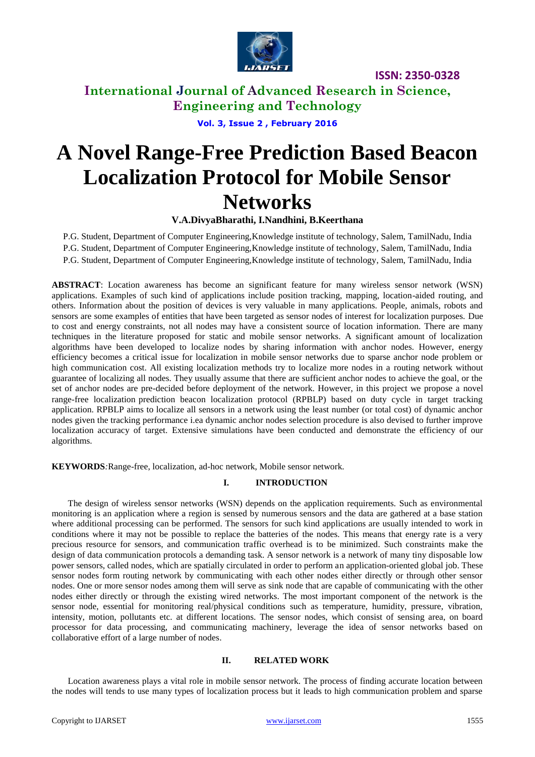# A Novel Range-Free Prediction Based Beacon Localization Protocol for Mobile Sensor Networks

**V.A.DivyaBharathi, I.Nandhini, B.Keerthana**

P.G. Student, Department of Computer Engineering,Knowledge institute of technology, Salem, TamilNadu, India

P.G. Student, Department of Computer Engineering,Knowledge institute of technology, Salem, TamilNadu, India

P.G. Student, Department of Computer Engineering,Knowledge institute of technology, Salem, TamilNadu, India

**ABSTRACT**: Location awareness has become an significant feature for many wireless sensor network (WSN) applications. Examples of such kind of applications include position tracking, mapping, location-aided routing, and others. Information about the position of devices is very valuable in many applications. People, animals, robots and sensors are some examples of entities that have been targeted as sensor nodes of interest for localization purposes. Due to cost and energy constraints, not all nodes may have a consistent source of location information. There are many techniques in the literature proposed for static and mobile sensor networks. A significant amount of localization algorithms have been developed to localize nodes by sharing information with anchor nodes. However, energy efficiency becomes a critical issue for localization in mobile sensor networks due to sparse anchor node problem or high communication cost. All existing localization methods try to localize more nodes in a routing network without guarantee of localizing all nodes. They usually assume that there are sufficient anchor nodes to achieve the goal, or the set of anchor nodes are pre-decided before deployment of the network. However, in this project we propose a novel range-free localization prediction beacon localization protocol (RPBLP) based on duty cycle in target tracking application. RPBLP aims to localize all sensors in a network using the least number (or total cost) of dynamic anchor nodes given the tracking performance i.ea dynamic anchor nodes selection procedure is also devised to further improve localization accuracy of target. Extensive simulations have been conducted and demonstrate the efficiency of our algorithms.

**KEYWORDS**:Range-free, localization, ad-hoc network, Mobile sensor network.

## I. INTRODUCTION

The design of wireless sensor networks (WSN) depends on the application requirements. Such as environmental monitoring is an application where a region is sensed by numerous sensors and the data are gathered at a base station where additional processing can be performed. The sensors for such kind applications are usually intended to work in conditions where it may not be possible to replace the batteries of the nodes. This means that energy rate is a very precious resource for sensors, and communication traffic overhead is to be minimized. Such constraints make the design of data communication protocols a demanding task. A sensor network is a network of many tiny disposable low power sensors, called nodes, which are spatially circulated in order to perform an application-oriented global job. These sensor nodes form routing network by communicating with each other nodes either directly or through other sensor nodes. One or more sensor nodes among them will serve as sink node that are capable of communicating with the other nodes either directly or through the existing wired networks. The most important component of the network is the sensor node, essential for monitoring real/physical conditions such as temperature, humidity, pressure, vibration, intensity, motion, pollutants etc. at different locations. The sensor nodes, which consist of sensing area, on board processor for data processing, and communicating machinery, leverage the idea of sensor networks based on collaborative effort of a large number of nodes.

## II. RELATED WORK

Location awareness plays a vital role in mobile sensor network. The process of finding accurate location between the nodes will tends to use many types of localization process but it leads to high communication problem and sparse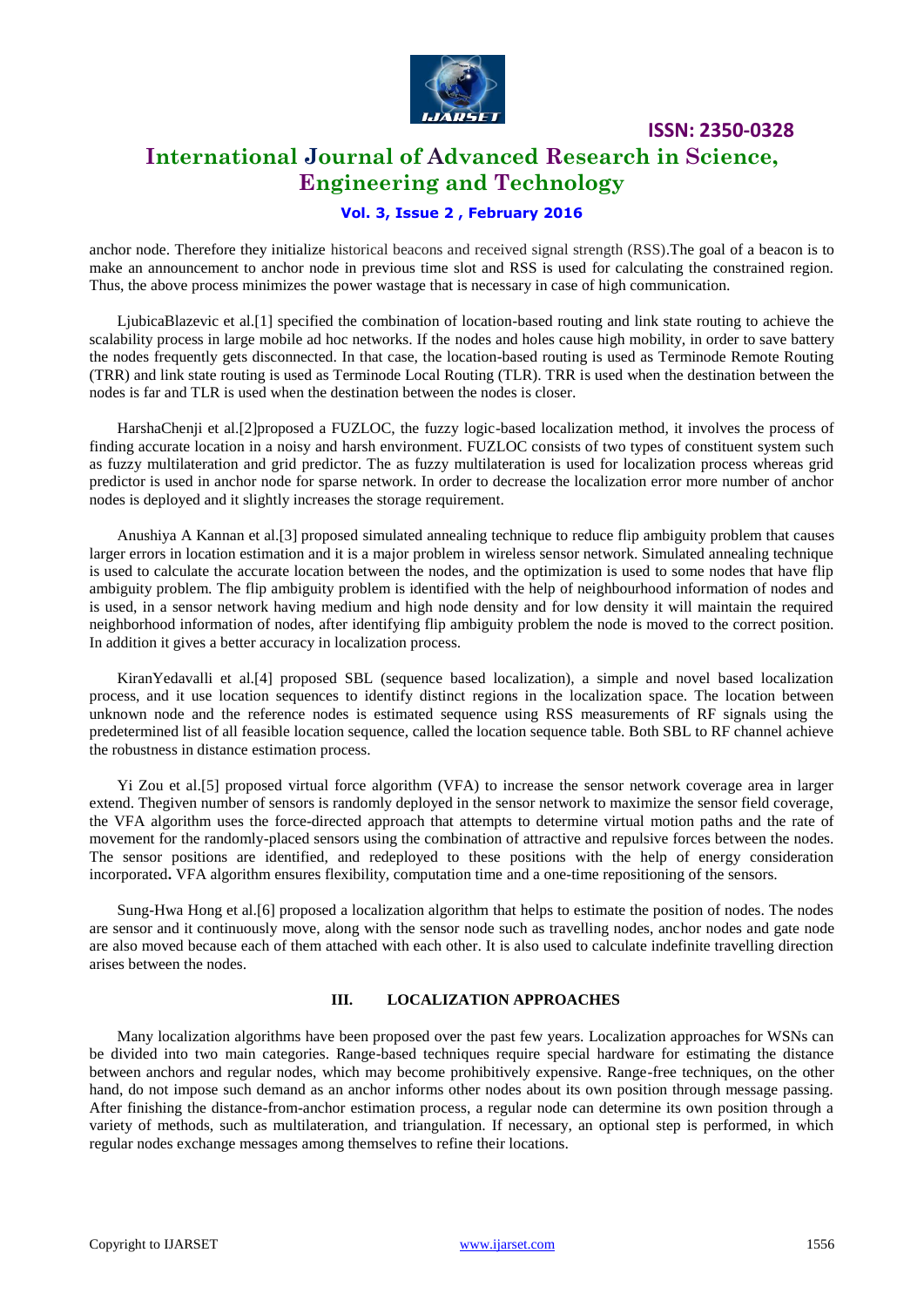anchor node. Therefore they initialize historical beacons and received signal strength (RSS).The goal of a beacon is to make an announcement to anchor node in previous time slot and RSS is used for calculating the constrained region. Thus, the above process minimizes the power wastage that is necessary in case of high communication.

LjubicaBlazevic et al.[1] specified the combination of location-based routing and link state routing to achieve the scalability process in large mobile ad hoc networks. If the nodes and holes cause high mobility, in order to save battery the nodes frequently gets disconnected. In that case, the location-based routing is used as Terminode Remote Routing (TRR) and link state routing is used as Terminode Local Routing (TLR). TRR is used when the destination between the nodes is far and TLR is used when the destination between the nodes is closer.

HarshaChenji et al.[2]proposed a FUZLOC, the fuzzy logic-based localization method, it involves the process of finding accurate location in a noisy and harsh environment. FUZLOC consists of two types of constituent system such as fuzzy multilateration and grid predictor. The as fuzzy multilateration is used for localization process whereas grid predictor is used in anchor node for sparse network. In order to decrease the localization error more number of anchor nodes is deployed and it slightly increases the storage requirement.

Anushiya A Kannan et al.[3] proposed simulated annealing technique to reduce flip ambiguity problem that causes larger errors in location estimation and it is a major problem in wireless sensor network. Simulated annealing technique is used to calculate the accurate location between the nodes, and the optimization is used to some nodes that have flip ambiguity problem. The flip ambiguity problem is identified with the help of neighbourhood information of nodes and is used, in a sensor network having medium and high node density and for low density it will maintain the required neighborhood information of nodes, after identifying flip ambiguity problem the node is moved to the correct position. In addition it gives a better accuracy in localization process.

KiranYedavalli et al.[4] proposed SBL (sequence based localization), a simple and novel based localization process, and it use location sequences to identify distinct regions in the localization space. The location between unknown node and the reference nodes is estimated sequence using RSS measurements of RF signals using the predetermined list of all feasible location sequence, called the location sequence table. Both SBL to RF channel achieve the robustness in distance estimation process.

Yi Zou et al.[5] proposed virtual force algorithm (VFA) to increase the sensor network coverage area in larger extend. Thegiven number of sensors is randomly deployed in the sensor network to maximize the sensor field coverage, the VFA algorithm uses the force-directed approach that attempts to determine virtual motion paths and the rate of movement for the randomly-placed sensors using the combination of attractive and repulsive forces between the nodes. The sensor positions are identified, and redeployed to these positions with the help of energy consideration incorporated**.** VFA algorithm ensures flexibility, computation time and a one-time repositioning of the sensors.

Sung-Hwa Hong et al.[6] proposed a localization algorithm that helps to estimate the position of nodes. The nodes are sensor and it continuously move, along with the sensor node such as travelling nodes, anchor nodes and gate node are also moved because each of them attached with each other. It is also used to calculate indefinite travelling direction arises between the nodes.

## III. LOCALIZATION APPROACHES

Many localization algorithms have been proposed over the past few years. Localization approaches for WSNs can be divided into two main categories. Range-based techniques require special hardware for estimating the distance between anchors and regular nodes, which may become prohibitively expensive. Range-free techniques, on the other hand, do not impose such demand as an anchor informs other nodes about its own position through message passing. After finishing the distance-from-anchor estimation process, a regular node can determine its own position through a variety of methods, such as multilateration, and triangulation. If necessary, an optional step is performed, in which regular nodes exchange messages among themselves to refine their locations.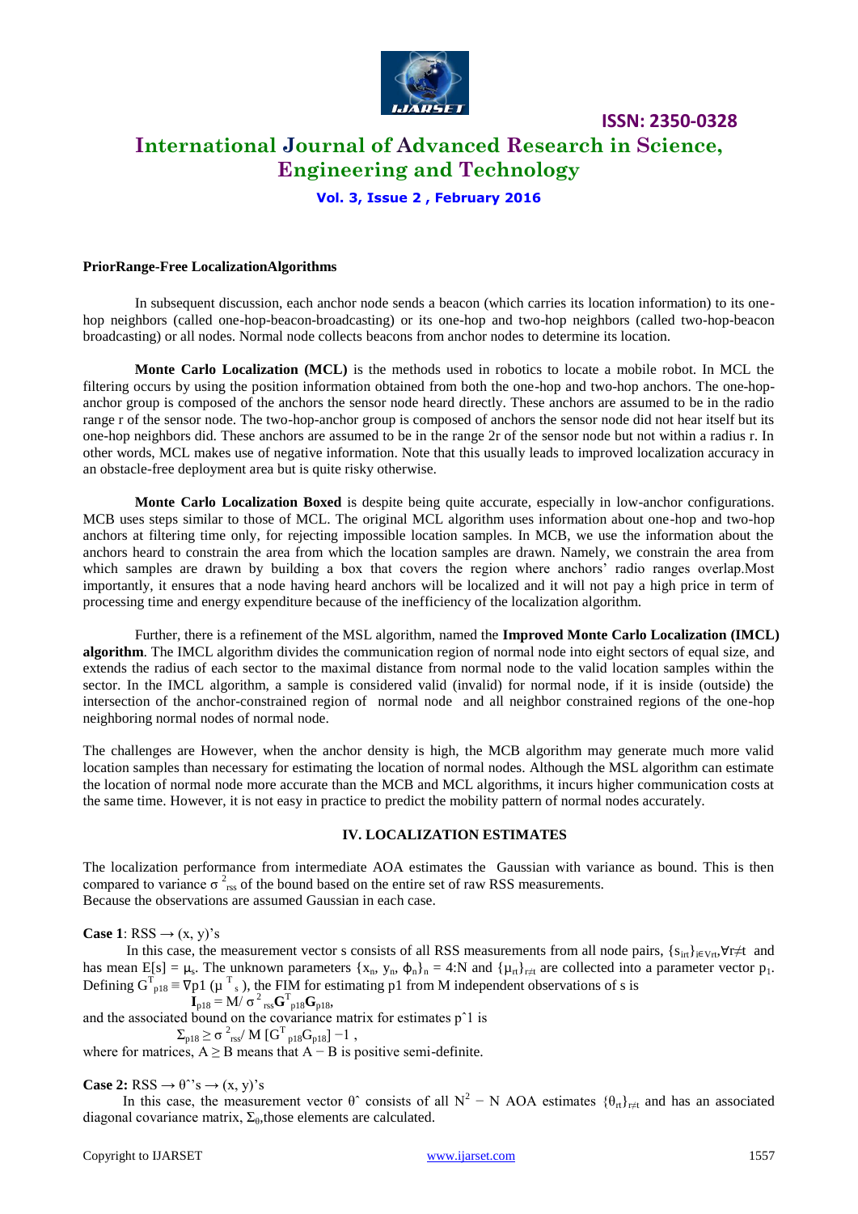**PriorRange-Free LocalizationAlgorithms**

In subsequent discussion, each anchor node sends a beacon (which carries its location information) to its one-hop neighbors (called one-hop-beacon-broadcasting) or its one-hop and two-hop neighbors (called two-hop-beacon broadcasting) or all nodes. Normal node collects beacons from anchor nodes to determine its location.

**Monte Carlo Localization (MCL)** is the methods used in robotics to locate a mobile robot. In MCL the filtering occurs by using the position information obtained from both the one-hop and two-hop anchors. The one-hop-anchor group is composed of the anchors the sensor node heard directly. These anchors are assumed to be in the radio range r of the sensor node. The two-hop-anchor group is composed of anchors the sensor node did not hear itself but its one-hop neighbors did. These anchors are assumed to be in the range 2r of the sensor node but not within a radius r. In other words, MCL makes use of negative information. Note that this usually leads to improved localization accuracy in an obstacle-free deployment area but is quite risky otherwise.

**Monte Carlo Localization Boxed** is despite being quite accurate, especially in low-anchor configurations. MCB uses steps similar to those of MCL. The original MCL algorithm uses information about one-hop and two-hop anchors at filtering time only, for rejecting impossible location samples. In MCB, we use the information about the anchors heard to constrain the area from which the location samples are drawn. Namely, we constrain the area from which samples are drawn by building a box that covers the region where anchors' radio ranges overlap.Most importantly, it ensures that a node having heard anchors will be localized and it will not pay a high price in term of processing time and energy expenditure because of the inefficiency of the localization algorithm.

Further, there is a refinement of the MSL algorithm, named the **Improved Monte Carlo Localization (IMCL) algorithm**. The IMCL algorithm divides the communication region of normal node into eight sectors of equal size, and extends the radius of each sector to the maximal distance from normal node to the valid location samples within the sector. In the IMCL algorithm, a sample is considered valid (invalid) for normal node, if it is inside (outside) the intersection of the anchor-constrained region of normal node and all neighbor constrained regions of the one-hop neighboring normal nodes of normal node.

The challenges are However, when the anchor density is high, the MCB algorithm may generate much more valid location samples than necessary for estimating the location of normal nodes. Although the MSL algorithm can estimate the location of normal node more accurate than the MCB and MCL algorithms, it incurs higher communication costs at the same time. However, it is not easy in practice to predict the mobility pattern of normal nodes accurately.

## IV. LOCALIZATION ESTIMATES

The localization performance from intermediate AOA estimates the Gaussian with variance as bound. This is then compared to variance $\sigma^2_{rss}$ of the bound based on the entire set of raw RSS measurements.
Because the observations are assumed Gaussian in each case.

**Case 1**: RSS $\rightarrow$ (x, y)'s

In this case, the measurement vector s consists of all RSS measurements from all node pairs, $\{s_{irt}\}_{i\in V_{rt}}, \forall r \neq t$ and has mean $E[s] = \mu_s$. The unknown parameters $\{x_n, y_n, \phi_n\}_n = 4{:}N$ and $\{\mu_{rt}\}_{r\neq t}$ are collected into a parameter vector $p_1$. Defining $G^T_{p18} \equiv \nabla p1\ (\mu^T_s)$, the FIM for estimating p1 from M independent observations of s is

$$\mathbf{I}_{p18} = M/\ \sigma^2_{rss}\mathbf{G}^T_{p18}\mathbf{G}_{p18},$$

and the associated bound on the covariance matrix for estimates $\hat{p}1$ is

$$\Sigma_{p18} \geq \sigma^2_{rss}/\ M\ [G^T_{p18}G_{p18}]\ -1\ ,$$

where for matrices, $A \geq B$ means that $A - B$ is positive semi-definite.

**Case 2:** RSS $\rightarrow \hat{\theta}$'s $\rightarrow$ (x, y)'s

In this case, the measurement vector $\hat{\theta}$ consists of all $N^2 - N$ AOA estimates $\{\theta_{rt}\}_{r\neq t}$ and has an associated diagonal covariance matrix, $\Sigma_0$,those elements are calculated.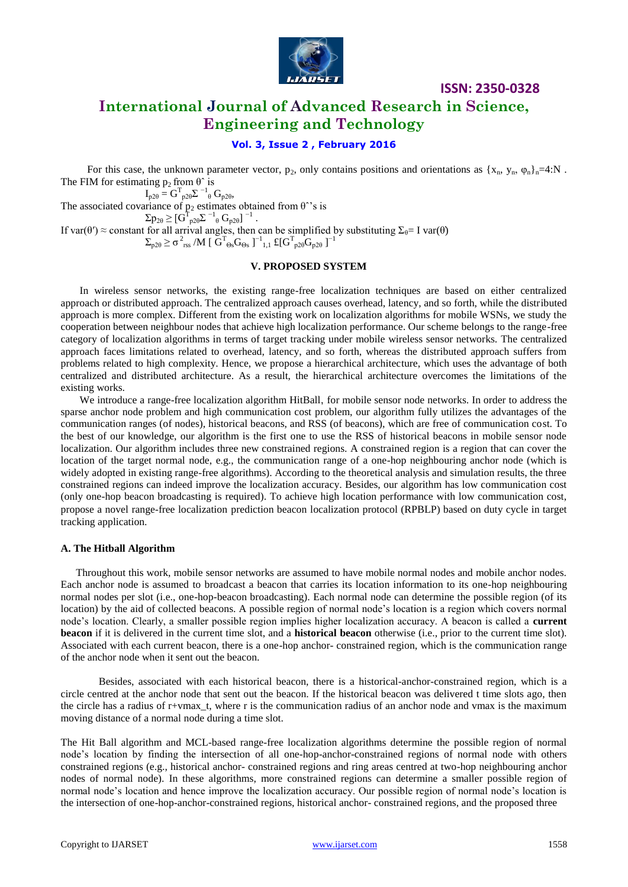For this case, the unknown parameter vector, $p_2$, only contains positions and orientations as $\{x_n, y_n, \varphi_n\}_n=4:N$ . The FIM for estimating $p_2$ from $\theta\hat{}$ is

$$I_{p2\theta} = G^T_{p2\theta}\Sigma^{-1}_{\theta} G_{p2\theta},$$

The associated covariance of $p_2$ estimates obtained from $\theta\hat{}$'s is

$$\Sigma p_{2\theta} \geq [G^T_{p2\theta}\Sigma^{-1}_{\theta} G_{p2\theta}]^{-1} .$$

If var($\theta'$) ≈ constant for all arrival angles, then can be simplified by substituting $\Sigma_\theta$= I var($\theta$)

$$\Sigma_{p2\theta} \geq \sigma^2_{rss} /M [ G^T_{\Theta s}G_{\Theta s} ]^{-1}_{1,1} £[G^T_{p2\theta}G_{p2\theta} ]^{-1}$$

## V. PROPOSED SYSTEM

In wireless sensor networks, the existing range-free localization techniques are based on either centralized approach or distributed approach. The centralized approach causes overhead, latency, and so forth, while the distributed approach is more complex. Different from the existing work on localization algorithms for mobile WSNs, we study the cooperation between neighbour nodes that achieve high localization performance. Our scheme belongs to the range-free category of localization algorithms in terms of target tracking under mobile wireless sensor networks. The centralized approach faces limitations related to overhead, latency, and so forth, whereas the distributed approach suffers from problems related to high complexity. Hence, we propose a hierarchical architecture, which uses the advantage of both centralized and distributed architecture. As a result, the hierarchical architecture overcomes the limitations of the existing works.

We introduce a range-free localization algorithm HitBall, for mobile sensor node networks. In order to address the sparse anchor node problem and high communication cost problem, our algorithm fully utilizes the advantages of the communication ranges (of nodes), historical beacons, and RSS (of beacons), which are free of communication cost. To the best of our knowledge, our algorithm is the first one to use the RSS of historical beacons in mobile sensor node localization. Our algorithm includes three new constrained regions. A constrained region is a region that can cover the location of the target normal node, e.g., the communication range of a one-hop neighbouring anchor node (which is widely adopted in existing range-free algorithms). According to the theoretical analysis and simulation results, the three constrained regions can indeed improve the localization accuracy. Besides, our algorithm has low communication cost (only one-hop beacon broadcasting is required). To achieve high location performance with low communication cost, propose a novel range-free localization prediction beacon localization protocol (RPBLP) based on duty cycle in target tracking application.

### A. The Hitball Algorithm

Throughout this work, mobile sensor networks are assumed to have mobile normal nodes and mobile anchor nodes. Each anchor node is assumed to broadcast a beacon that carries its location information to its one-hop neighbouring normal nodes per slot (i.e., one-hop-beacon broadcasting). Each normal node can determine the possible region (of its location) by the aid of collected beacons. A possible region of normal node's location is a region which covers normal node's location. Clearly, a smaller possible region implies higher localization accuracy. A beacon is called a **current beacon** if it is delivered in the current time slot, and a **historical beacon** otherwise (i.e., prior to the current time slot). Associated with each current beacon, there is a one-hop anchor- constrained region, which is the communication range of the anchor node when it sent out the beacon.

Besides, associated with each historical beacon, there is a historical-anchor-constrained region, which is a circle centred at the anchor node that sent out the beacon. If the historical beacon was delivered t time slots ago, then the circle has a radius of r+vmax_t, where r is the communication radius of an anchor node and vmax is the maximum moving distance of a normal node during a time slot.

The Hit Ball algorithm and MCL-based range-free localization algorithms determine the possible region of normal node's location by finding the intersection of all one-hop-anchor-constrained regions of normal node with others constrained regions (e.g., historical anchor- constrained regions and ring areas centred at two-hop neighbouring anchor nodes of normal node). In these algorithms, more constrained regions can determine a smaller possible region of normal node's location and hence improve the localization accuracy. Our possible region of normal node's location is the intersection of one-hop-anchor-constrained regions, historical anchor- constrained regions, and the proposed three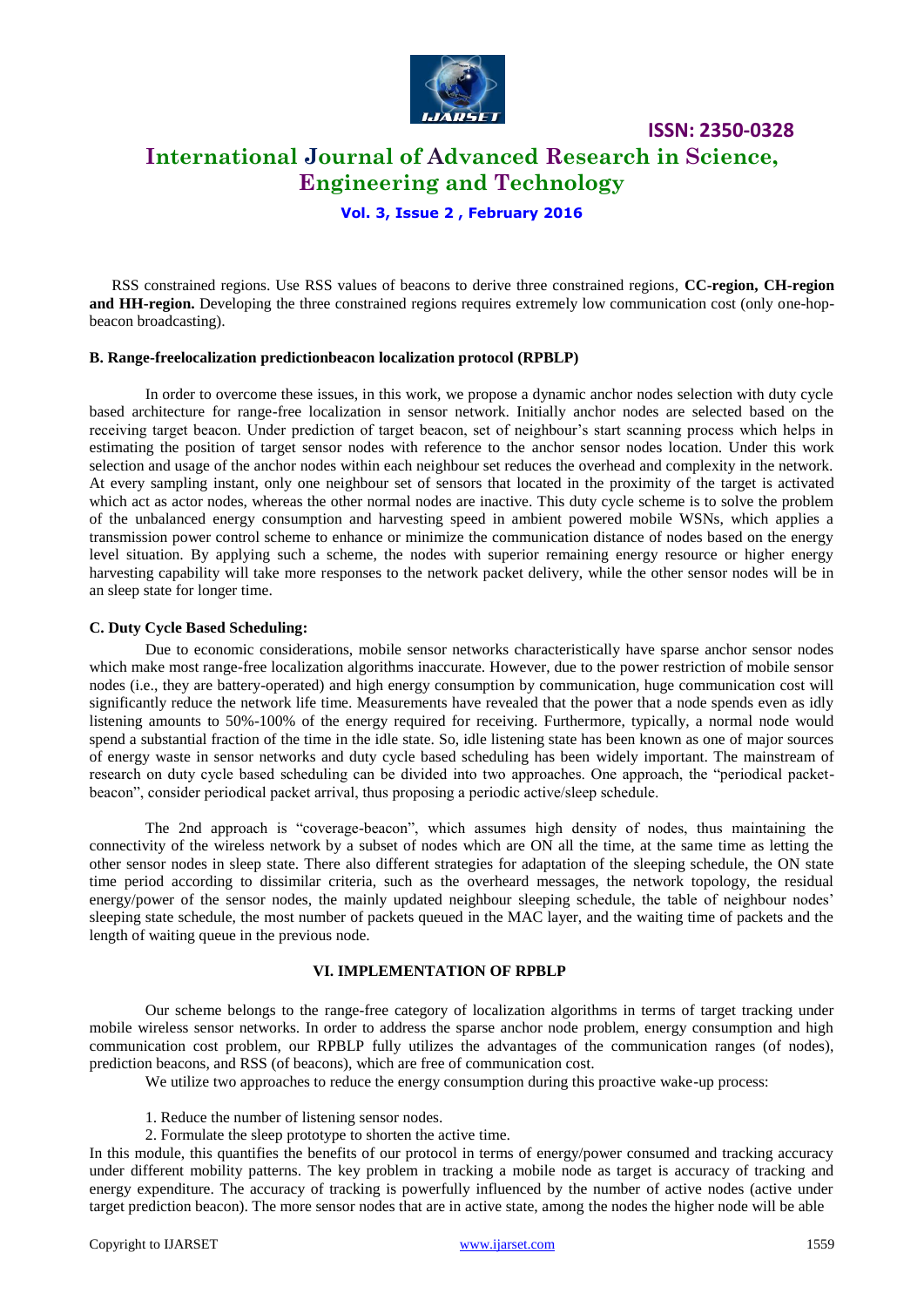RSS constrained regions. Use RSS values of beacons to derive three constrained regions, **CC-region, CH-region and HH-region.** Developing the three constrained regions requires extremely low communication cost (only one-hop-beacon broadcasting).

**B. Range-freelocalization predictionbeacon localization protocol (RPBLP)**

In order to overcome these issues, in this work, we propose a dynamic anchor nodes selection with duty cycle based architecture for range-free localization in sensor network. Initially anchor nodes are selected based on the receiving target beacon. Under prediction of target beacon, set of neighbour's start scanning process which helps in estimating the position of target sensor nodes with reference to the anchor sensor nodes location. Under this work selection and usage of the anchor nodes within each neighbour set reduces the overhead and complexity in the network. At every sampling instant, only one neighbour set of sensors that located in the proximity of the target is activated which act as actor nodes, whereas the other normal nodes are inactive. This duty cycle scheme is to solve the problem of the unbalanced energy consumption and harvesting speed in ambient powered mobile WSNs, which applies a transmission power control scheme to enhance or minimize the communication distance of nodes based on the energy level situation. By applying such a scheme, the nodes with superior remaining energy resource or higher energy harvesting capability will take more responses to the network packet delivery, while the other sensor nodes will be in an sleep state for longer time.

**C. Duty Cycle Based Scheduling:**

Due to economic considerations, mobile sensor networks characteristically have sparse anchor sensor nodes which make most range-free localization algorithms inaccurate. However, due to the power restriction of mobile sensor nodes (i.e., they are battery-operated) and high energy consumption by communication, huge communication cost will significantly reduce the network life time. Measurements have revealed that the power that a node spends even as idly listening amounts to 50%-100% of the energy required for receiving. Furthermore, typically, a normal node would spend a substantial fraction of the time in the idle state. So, idle listening state has been known as one of major sources of energy waste in sensor networks and duty cycle based scheduling has been widely important. The mainstream of research on duty cycle based scheduling can be divided into two approaches. One approach, the "periodical packet-beacon", consider periodical packet arrival, thus proposing a periodic active/sleep schedule.

The 2nd approach is "coverage-beacon", which assumes high density of nodes, thus maintaining the connectivity of the wireless network by a subset of nodes which are ON all the time, at the same time as letting the other sensor nodes in sleep state. There also different strategies for adaptation of the sleeping schedule, the ON state time period according to dissimilar criteria, such as the overheard messages, the network topology, the residual energy/power of the sensor nodes, the mainly updated neighbour sleeping schedule, the table of neighbour nodes' sleeping state schedule, the most number of packets queued in the MAC layer, and the waiting time of packets and the length of waiting queue in the previous node.

## VI. IMPLEMENTATION OF RPBLP

Our scheme belongs to the range-free category of localization algorithms in terms of target tracking under mobile wireless sensor networks. In order to address the sparse anchor node problem, energy consumption and high communication cost problem, our RPBLP fully utilizes the advantages of the communication ranges (of nodes), prediction beacons, and RSS (of beacons), which are free of communication cost.

We utilize two approaches to reduce the energy consumption during this proactive wake-up process:

1. Reduce the number of listening sensor nodes.
2. Formulate the sleep prototype to shorten the active time.

In this module, this quantifies the benefits of our protocol in terms of energy/power consumed and tracking accuracy under different mobility patterns. The key problem in tracking a mobile node as target is accuracy of tracking and energy expenditure. The accuracy of tracking is powerfully influenced by the number of active nodes (active under target prediction beacon). The more sensor nodes that are in active state, among the nodes the higher node will be able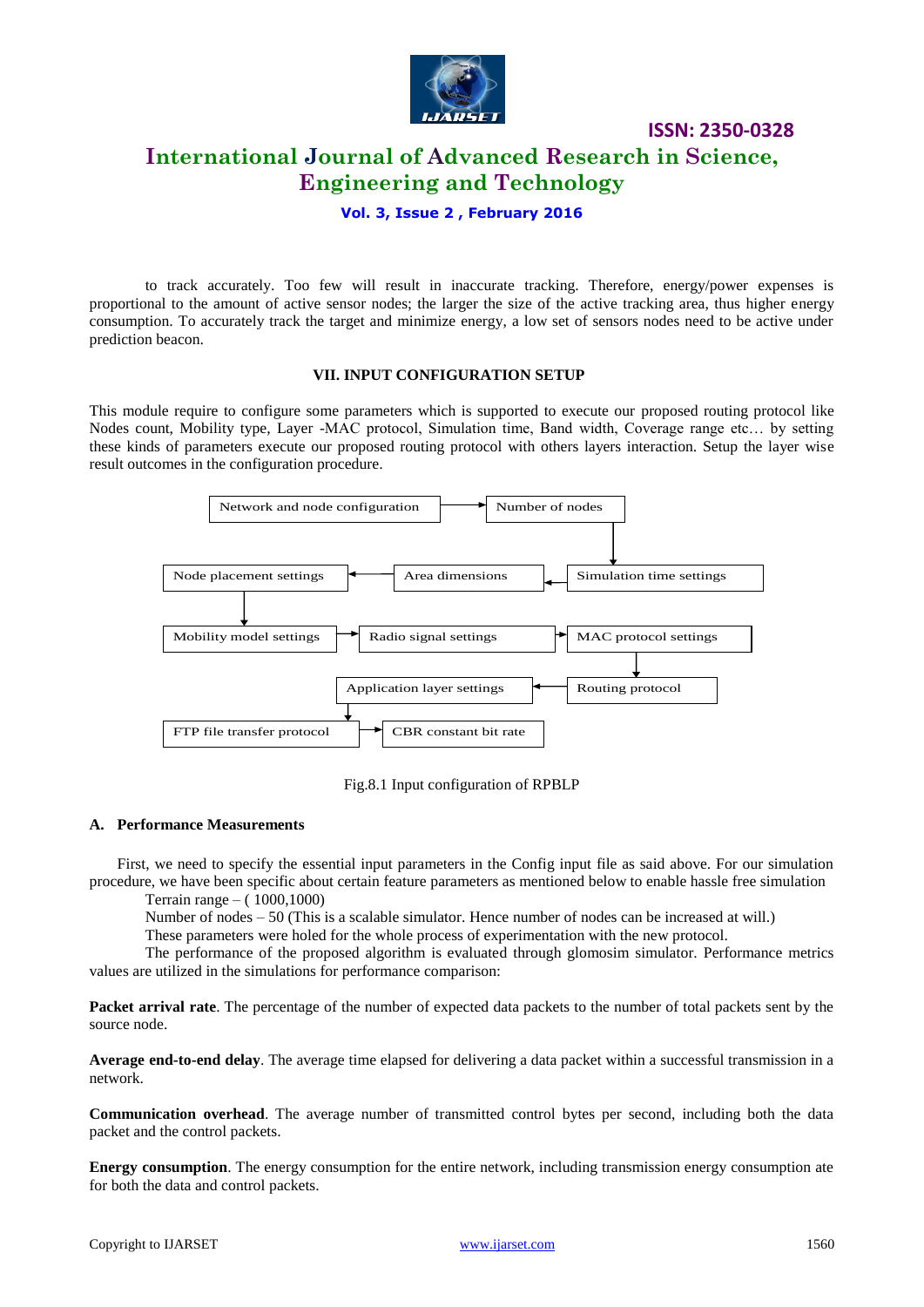to track accurately. Too few will result in inaccurate tracking. Therefore, energy/power expenses is proportional to the amount of active sensor nodes; the larger the size of the active tracking area, thus higher energy consumption. To accurately track the target and minimize energy, a low set of sensors nodes need to be active under prediction beacon.

## VII. INPUT CONFIGURATION SETUP

This module require to configure some parameters which is supported to execute our proposed routing protocol like Nodes count, Mobility type, Layer -MAC protocol, Simulation time, Band width, Coverage range etc… by setting these kinds of parameters execute our proposed routing protocol with others layers interaction. Setup the layer wise result outcomes in the configuration procedure.

Network and node configuration → Number of nodes → Simulation time settings → Area dimensions → Node placement settings → Mobility model settings → Radio signal settings → MAC protocol settings → Routing protocol → Application layer settings → FTP file transfer protocol → CBR constant bit rate

Fig.8.1 Input configuration of RPBLP

### A. Performance Measurements

First, we need to specify the essential input parameters in the Config input file as said above. For our simulation procedure, we have been specific about certain feature parameters as mentioned below to enable hassle free simulation

Terrain range – ( 1000,1000)

Number of nodes – 50 (This is a scalable simulator. Hence number of nodes can be increased at will.)

These parameters were holed for the whole process of experimentation with the new protocol.

The performance of the proposed algorithm is evaluated through glomosim simulator. Performance metrics values are utilized in the simulations for performance comparison:

**Packet arrival rate**. The percentage of the number of expected data packets to the number of total packets sent by the source node.

**Average end-to-end delay**. The average time elapsed for delivering a data packet within a successful transmission in a network.

**Communication overhead**. The average number of transmitted control bytes per second, including both the data packet and the control packets.

**Energy consumption**. The energy consumption for the entire network, including transmission energy consumption ate for both the data and control packets.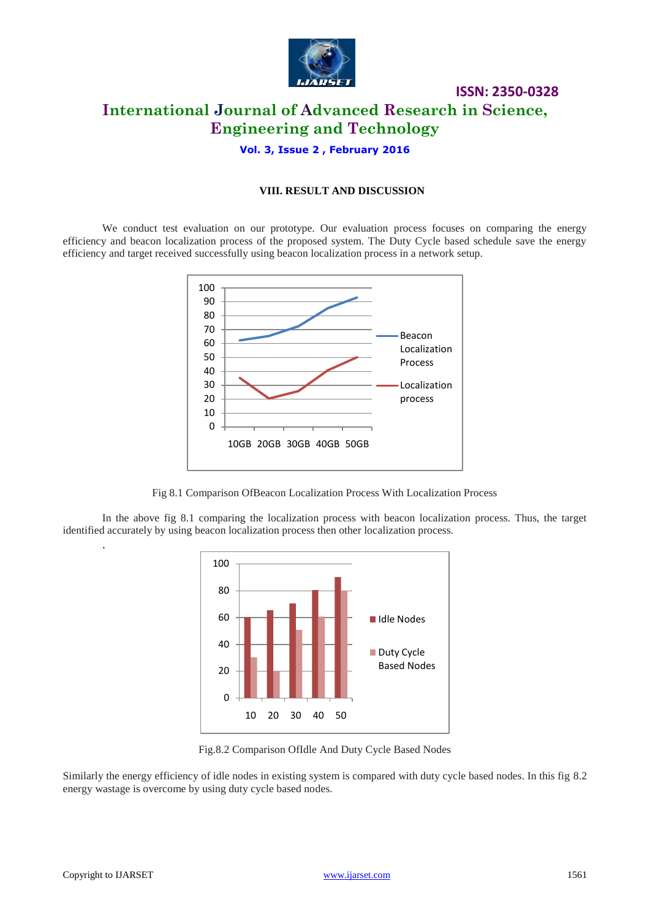## VIII. RESULT AND DISCUSSION

We conduct test evaluation on our prototype. Our evaluation process focuses on comparing the energy efficiency and beacon localization process of the proposed system. The Duty Cycle based schedule save the energy efficiency and target received successfully using beacon localization process in a network setup.

Fig 8.1 Comparison OfBeacon Localization Process With Localization Process

In the above fig 8.1 comparing the localization process with beacon localization process. Thus, the target identified accurately by using beacon localization process then other localization process.

Fig.8.2 Comparison OfIdle And Duty Cycle Based Nodes

Similarly the energy efficiency of idle nodes in existing system is compared with duty cycle based nodes. In this fig 8.2 energy wastage is overcome by using duty cycle based nodes.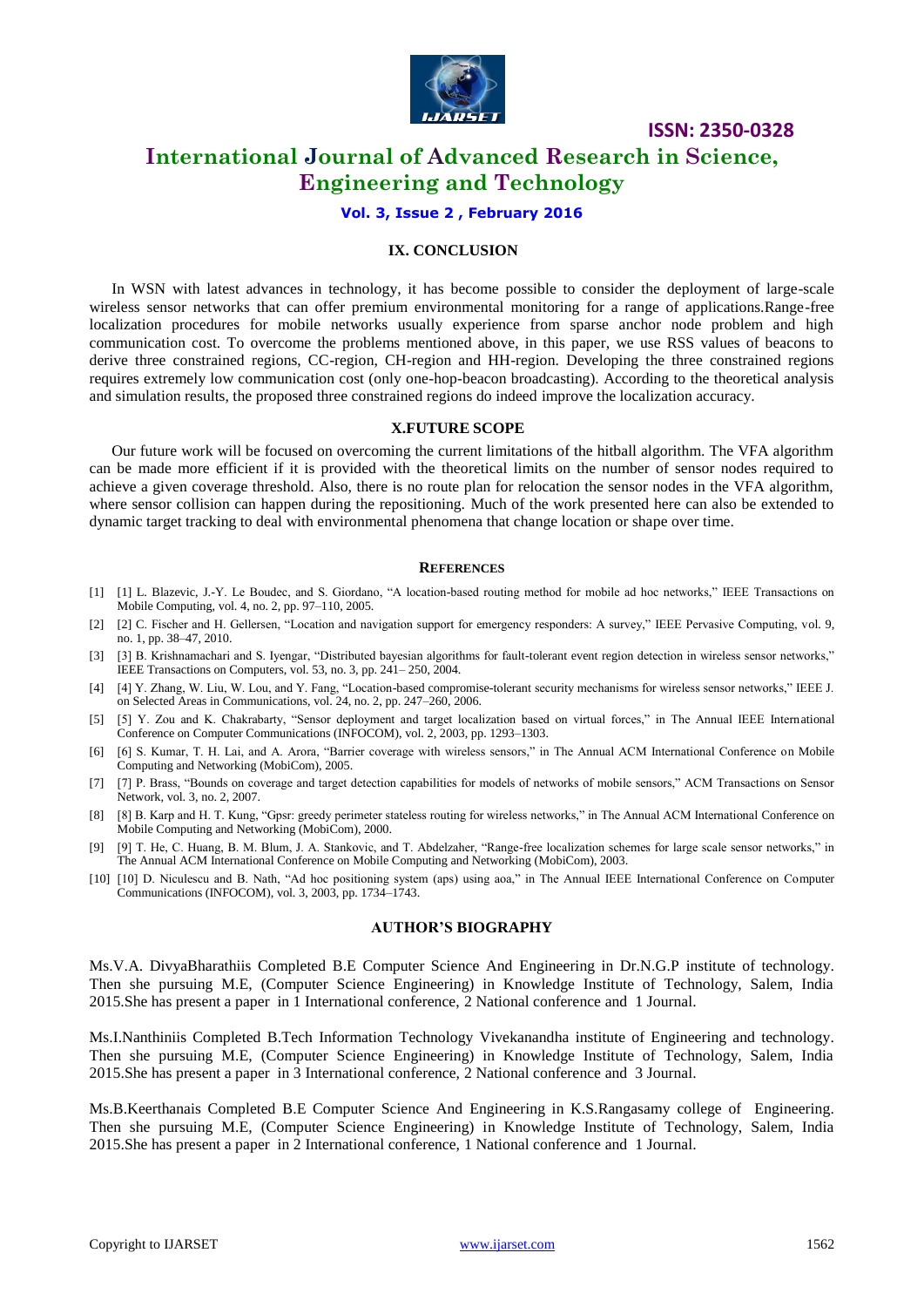## IX. CONCLUSION

In WSN with latest advances in technology, it has become possible to consider the deployment of large-scale wireless sensor networks that can offer premium environmental monitoring for a range of applications.Range-free localization procedures for mobile networks usually experience from sparse anchor node problem and high communication cost. To overcome the problems mentioned above, in this paper, we use RSS values of beacons to derive three constrained regions, CC-region, CH-region and HH-region. Developing the three constrained regions requires extremely low communication cost (only one-hop-beacon broadcasting). According to the theoretical analysis and simulation results, the proposed three constrained regions do indeed improve the localization accuracy.

## X.FUTURE SCOPE

Our future work will be focused on overcoming the current limitations of the hitball algorithm. The VFA algorithm can be made more efficient if it is provided with the theoretical limits on the number of sensor nodes required to achieve a given coverage threshold. Also, there is no route plan for relocation the sensor nodes in the VFA algorithm, where sensor collision can happen during the repositioning. Much of the work presented here can also be extended to dynamic target tracking to deal with environmental phenomena that change location or shape over time.

## REFERENCES

[1] [1] L. Blazevic, J.-Y. Le Boudec, and S. Giordano, "A location-based routing method for mobile ad hoc networks," IEEE Transactions on Mobile Computing, vol. 4, no. 2, pp. 97–110, 2005.

[2] [2] C. Fischer and H. Gellersen, "Location and navigation support for emergency responders: A survey," IEEE Pervasive Computing, vol. 9, no. 1, pp. 38–47, 2010.

[3] [3] B. Krishnamachari and S. Iyengar, "Distributed bayesian algorithms for fault-tolerant event region detection in wireless sensor networks," IEEE Transactions on Computers, vol. 53, no. 3, pp. 241– 250, 2004.

[4] [4] Y. Zhang, W. Liu, W. Lou, and Y. Fang, "Location-based compromise-tolerant security mechanisms for wireless sensor networks," IEEE J. on Selected Areas in Communications, vol. 24, no. 2, pp. 247–260, 2006.

[5] [5] Y. Zou and K. Chakrabarty, "Sensor deployment and target localization based on virtual forces," in The Annual IEEE International Conference on Computer Communications (INFOCOM), vol. 2, 2003, pp. 1293–1303.

[6] [6] S. Kumar, T. H. Lai, and A. Arora, "Barrier coverage with wireless sensors," in The Annual ACM International Conference on Mobile Computing and Networking (MobiCom), 2005.

[7] [7] P. Brass, "Bounds on coverage and target detection capabilities for models of networks of mobile sensors," ACM Transactions on Sensor Network, vol. 3, no. 2, 2007.

[8] [8] B. Karp and H. T. Kung, "Gpsr: greedy perimeter stateless routing for wireless networks," in The Annual ACM International Conference on Mobile Computing and Networking (MobiCom), 2000.

[9] [9] T. He, C. Huang, B. M. Blum, J. A. Stankovic, and T. Abdelzaher, "Range-free localization schemes for large scale sensor networks," in The Annual ACM International Conference on Mobile Computing and Networking (MobiCom), 2003.

[10] [10] D. Niculescu and B. Nath, "Ad hoc positioning system (aps) using aoa," in The Annual IEEE International Conference on Computer Communications (INFOCOM), vol. 3, 2003, pp. 1734–1743.

## AUTHOR'S BIOGRAPHY

Ms.V.A. DivyaBharathiis Completed B.E Computer Science And Engineering in Dr.N.G.P institute of technology. Then she pursuing M.E, (Computer Science Engineering) in Knowledge Institute of Technology, Salem, India 2015.She has present a paper in 1 International conference, 2 National conference and 1 Journal.

Ms.I.Nanthiniis Completed B.Tech Information Technology Vivekanandha institute of Engineering and technology. Then she pursuing M.E, (Computer Science Engineering) in Knowledge Institute of Technology, Salem, India 2015.She has present a paper in 3 International conference, 2 National conference and 3 Journal.

Ms.B.Keerthanais Completed B.E Computer Science And Engineering in K.S.Rangasamy college of Engineering. Then she pursuing M.E, (Computer Science Engineering) in Knowledge Institute of Technology, Salem, India 2015.She has present a paper in 2 International conference, 1 National conference and 1 Journal.